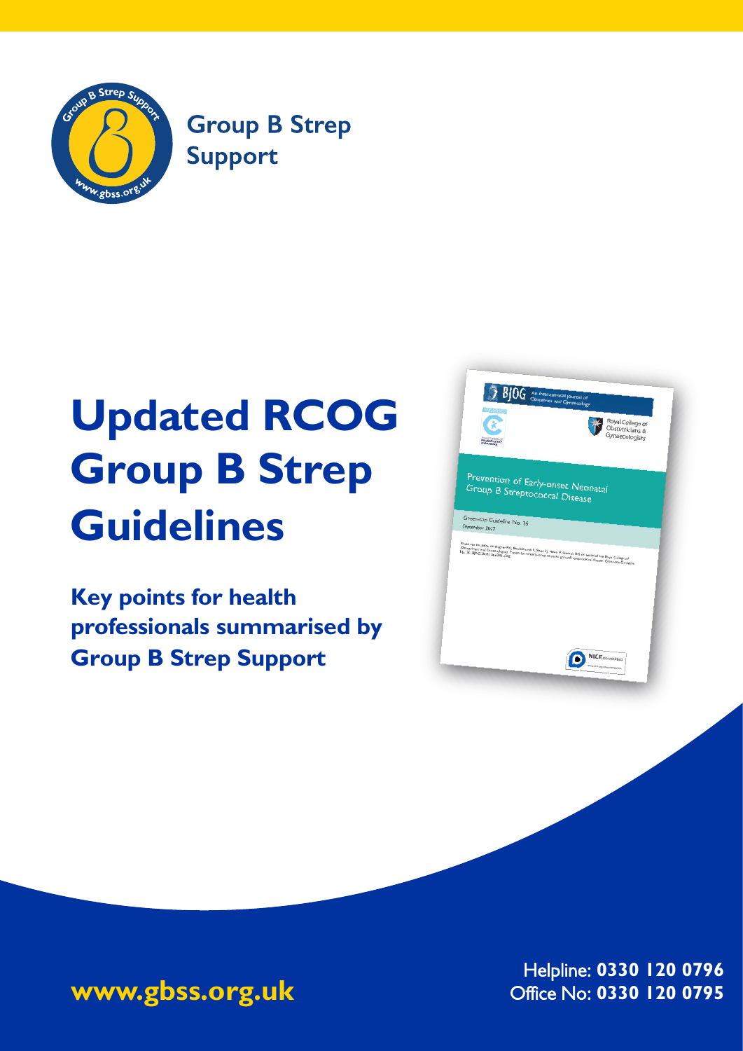Group B Strep Support

# Updated RCOG Group B Strep Guidelines

**Key points for health professionals summarised by Group B Strep Support**

**www.gbss.org.uk**

Helpline: **0330 120 0796**
Office No: **0330 120 0795**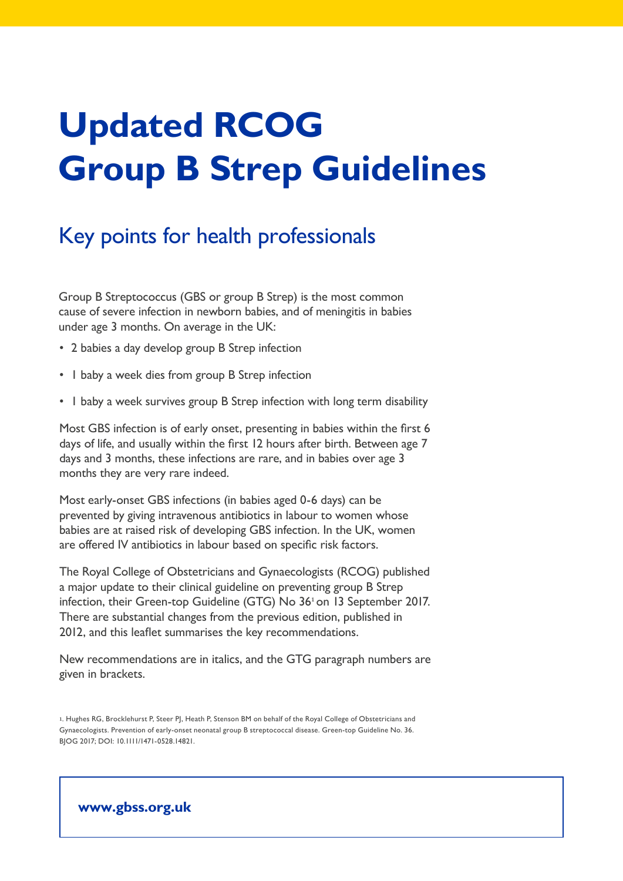# Updated RCOG Group B Strep Guidelines

## Key points for health professionals

Group B Streptococcus (GBS or group B Strep) is the most common cause of severe infection in newborn babies, and of meningitis in babies under age 3 months. On average in the UK:

- 2 babies a day develop group B Strep infection
- 1 baby a week dies from group B Strep infection
- 1 baby a week survives group B Strep infection with long term disability

Most GBS infection is of early onset, presenting in babies within the first 6 days of life, and usually within the first 12 hours after birth. Between age 7 days and 3 months, these infections are rare, and in babies over age 3 months they are very rare indeed.

Most early-onset GBS infections (in babies aged 0-6 days) can be prevented by giving intravenous antibiotics in labour to women whose babies are at raised risk of developing GBS infection. In the UK, women are offered IV antibiotics in labour based on specific risk factors.

The Royal College of Obstetricians and Gynaecologists (RCOG) published a major update to their clinical guideline on preventing group B Strep infection, their Green-top Guideline (GTG) No 36[1] on 13 September 2017. There are substantial changes from the previous edition, published in 2012, and this leaflet summarises the key recommendations.

New recommendations are in italics, and the GTG paragraph numbers are given in brackets.

1. Hughes RG, Brocklehurst P, Steer PJ, Heath P, Stenson BM on behalf of the Royal College of Obstetricians and Gynaecologists. Prevention of early-onset neonatal group B streptococcal disease. Green-top Guideline No. 36. BJOG 2017; DOI: 10.1111/1471-0528.14821.

**www.gbss.org.uk**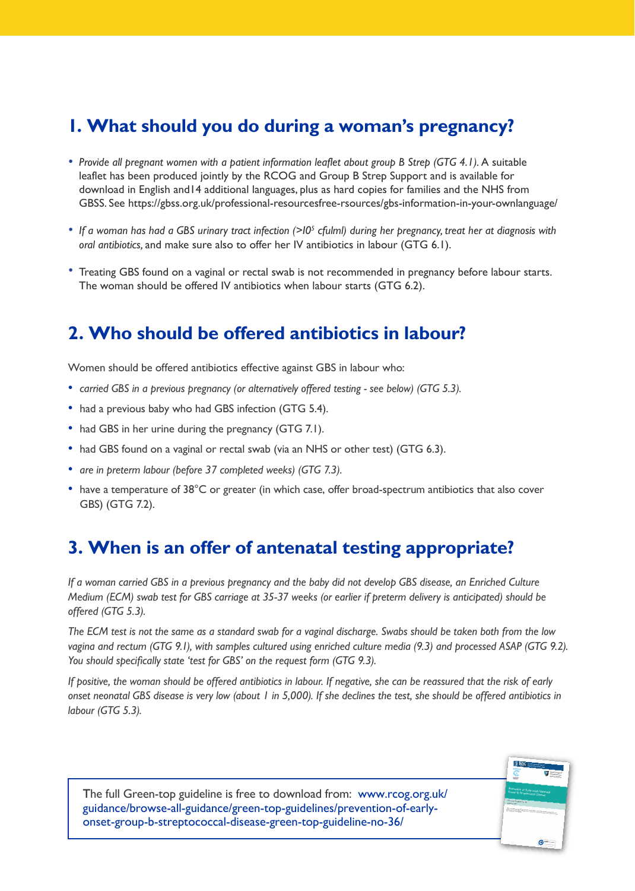## 1. What should you do during a woman's pregnancy?

- *Provide all pregnant women with a patient information leaflet about group B Strep (GTG 4.1).* A suitable leaflet has been produced jointly by the RCOG and Group B Strep Support and is available for download in English and14 additional languages, plus as hard copies for families and the NHS from GBSS. See https://gbss.org.uk/professional-resourcesfree-rsources/gbs-information-in-your-ownlanguage/
- *If a woman has had a GBS urinary tract infection (>10$^5$ cfulml) during her pregnancy, treat her at diagnosis with oral antibiotics,* and make sure also to offer her IV antibiotics in labour (GTG 6.1).
- Treating GBS found on a vaginal or rectal swab is not recommended in pregnancy before labour starts. The woman should be offered IV antibiotics when labour starts (GTG 6.2).

## 2. Who should be offered antibiotics in labour?

Women should be offered antibiotics effective against GBS in labour who:

- *carried GBS in a previous pregnancy (or alternatively offered testing - see below) (GTG 5.3).*
- had a previous baby who had GBS infection (GTG 5.4).
- had GBS in her urine during the pregnancy (GTG 7.1).
- had GBS found on a vaginal or rectal swab (via an NHS or other test) (GTG 6.3).
- *are in preterm labour (before 37 completed weeks) (GTG 7.3).*
- have a temperature of 38°C or greater (in which case, offer broad-spectrum antibiotics that also cover GBS) (GTG 7.2).

## 3. When is an offer of antenatal testing appropriate?

*If a woman carried GBS in a previous pregnancy and the baby did not develop GBS disease, an Enriched Culture Medium (ECM) swab test for GBS carriage at 35-37 weeks (or earlier if preterm delivery is anticipated) should be offered (GTG 5.3).*

*The ECM test is not the same as a standard swab for a vaginal discharge. Swabs should be taken both from the low vagina and rectum (GTG 9.1), with samples cultured using enriched culture media (9.3) and processed ASAP (GTG 9.2). You should specifically state 'test for GBS' on the request form (GTG 9.3).*

*If positive, the woman should be offered antibiotics in labour. If negative, she can be reassured that the risk of early onset neonatal GBS disease is very low (about 1 in 5,000). If she declines the test, she should be offered antibiotics in labour (GTG 5.3).*

The full Green-top guideline is free to download from: www.rcog.org.uk/guidance/browse-all-guidance/green-top-guidelines/prevention-of-early-onset-group-b-streptococcal-disease-green-top-guideline-no-36/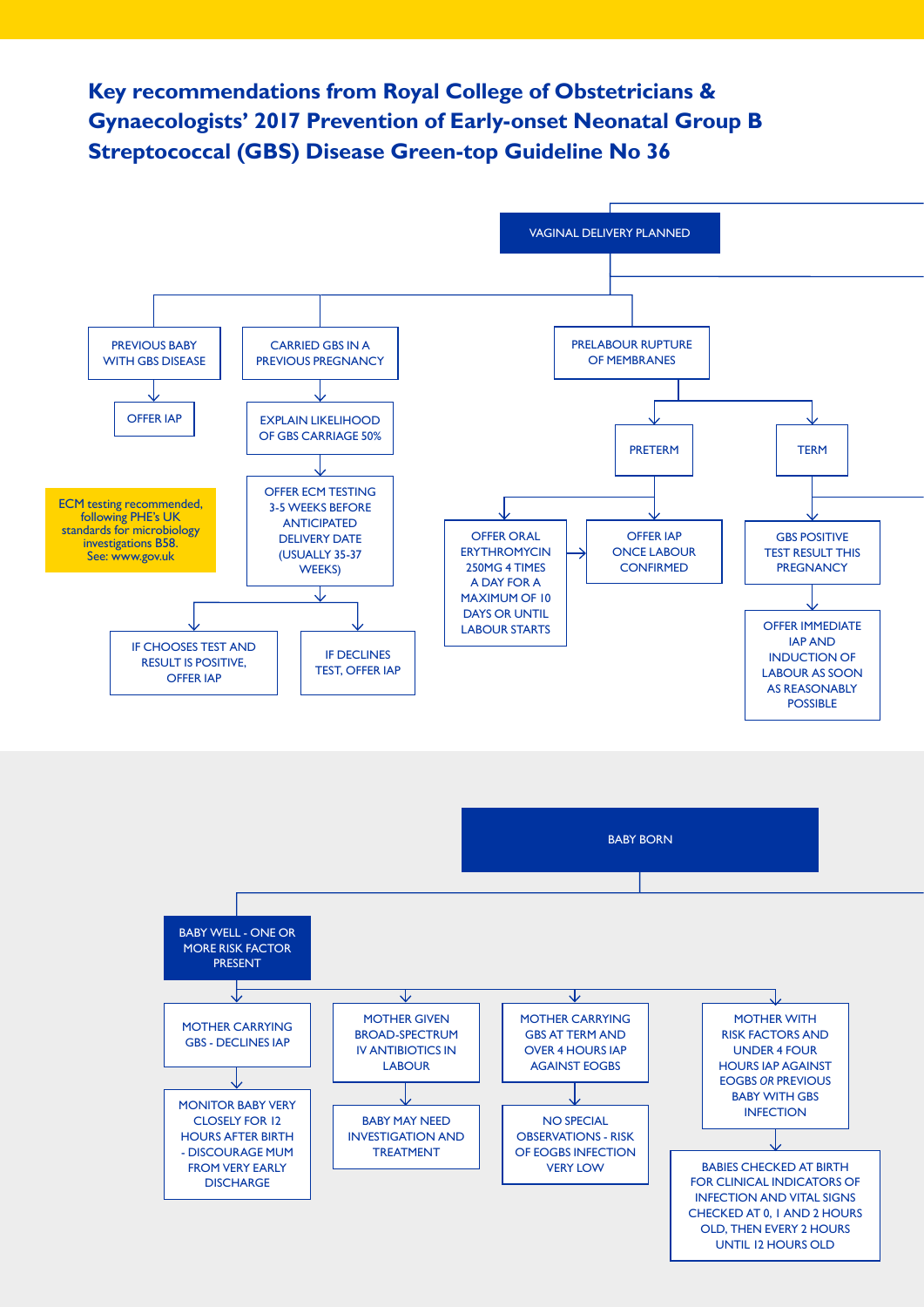# Key recommendations from Royal College of Obstetricians & Gynaecologists' 2017 Prevention of Early-onset Neonatal Group B Streptococcal (GBS) Disease Green-top Guideline No 36

## VAGINAL DELIVERY PLANNED

- **PREVIOUS BABY WITH GBS DISEASE**
  - OFFER IAP
- **CARRIED GBS IN A PREVIOUS PREGNANCY**
  - EXPLAIN LIKELIHOOD OF GBS CARRIAGE 50%
    - OFFER ECM TESTING 3-5 WEEKS BEFORE ANTICIPATED DELIVERY DATE (USUALLY 35-37 WEEKS)
      - IF CHOOSES TEST AND RESULT IS POSITIVE, OFFER IAP
      - IF DECLINES TEST, OFFER IAP
- **PRELABOUR RUPTURE OF MEMBRANES**
  - PRETERM
    - OFFER ORAL ERYTHROMYCIN 250MG 4 TIMES A DAY FOR A MAXIMUM OF 10 DAYS OR UNTIL LABOUR STARTS → OFFER IAP ONCE LABOUR CONFIRMED
    - OFFER IAP ONCE LABOUR CONFIRMED
  - TERM
    - GBS POSITIVE TEST RESULT THIS PREGNANCY
      - OFFER IMMEDIATE IAP AND INDUCTION OF LABOUR AS SOON AS REASONABLY POSSIBLE

ECM testing recommended, following PHE's UK standards for microbiology investigations B58. See: www.gov.uk

## BABY BORN

- **BABY WELL - ONE OR MORE RISK FACTOR PRESENT**
  - MOTHER CARRYING GBS - DECLINES IAP
    - MONITOR BABY VERY CLOSELY FOR 12 HOURS AFTER BIRTH - DISCOURAGE MUM FROM VERY EARLY DISCHARGE
  - MOTHER GIVEN BROAD-SPECTRUM IV ANTIBIOTICS IN LABOUR
    - BABY MAY NEED INVESTIGATION AND TREATMENT
  - MOTHER CARRYING GBS AT TERM AND OVER 4 HOURS IAP AGAINST EOGBS
    - NO SPECIAL OBSERVATIONS - RISK OF EOGBS INFECTION VERY LOW
  - MOTHER WITH RISK FACTORS AND UNDER 4 FOUR HOURS IAP AGAINST EOGBS *OR* PREVIOUS BABY WITH GBS INFECTION
    - BABIES CHECKED AT BIRTH FOR CLINICAL INDICATORS OF INFECTION AND VITAL SIGNS CHECKED AT 0, 1 AND 2 HOURS OLD, THEN EVERY 2 HOURS UNTIL 12 HOURS OLD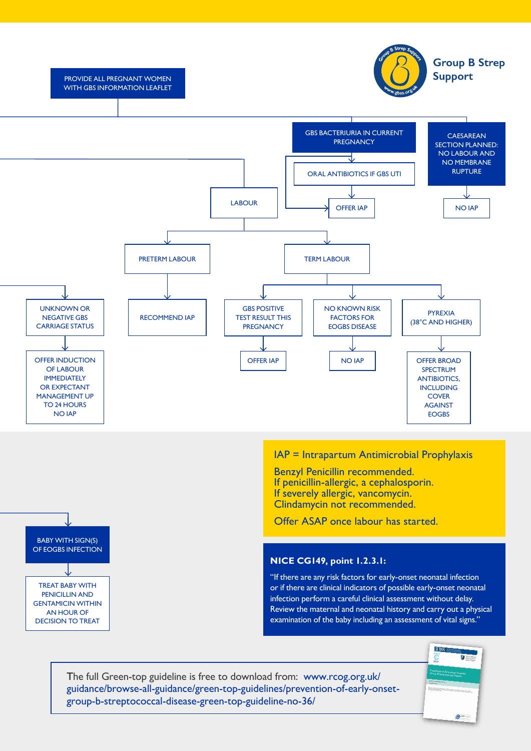Group B Strep Support

PROVIDE ALL PREGNANT WOMEN WITH GBS INFORMATION LEAFLET

GBS BACTERIURIA IN CURRENT PREGNANCY

ORAL ANTIBIOTICS IF GBS UTI

OFFER IAP

CAESAREAN SECTION PLANNED: NO LABOUR AND NO MEMBRANE RUPTURE

NO IAP

LABOUR

PRETERM LABOUR

RECOMMEND IAP

TERM LABOUR

UNKNOWN OR NEGATIVE GBS CARRIAGE STATUS

OFFER INDUCTION OF LABOUR IMMEDIATELY OR EXPECTANT MANAGEMENT UP TO 24 HOURS NO IAP

GBS POSITIVE TEST RESULT THIS PREGNANCY

OFFER IAP

NO KNOWN RISK FACTORS FOR EOGBS DISEASE

NO IAP

PYREXIA (38°C AND HIGHER)

OFFER BROAD SPECTRUM ANTIBIOTICS, INCLUDING COVER AGAINST EOGBS

BABY WITH SIGN(S) OF EOGBS INFECTION

TREAT BABY WITH PENICILLIN AND GENTAMICIN WITHIN AN HOUR OF DECISION TO TREAT

IAP = Intrapartum Antimicrobial Prophylaxis

Benzyl Penicillin recommended.
If penicillin-allergic, a cephalosporin.
If severely allergic, vancomycin.
Clindamycin not recommended.

Offer ASAP once labour has started.

**NICE CG149, point 1.2.3.1:**

"If there are any risk factors for early-onset neonatal infection or if there are clinical indicators of possible early-onset neonatal infection perform a careful clinical assessment without delay. Review the maternal and neonatal history and carry out a physical examination of the baby including an assessment of vital signs."

The full Green-top guideline is free to download from: www.rcog.org.uk/guidance/browse-all-guidance/green-top-guidelines/prevention-of-early-onset-group-b-streptococcal-disease-green-top-guideline-no-36/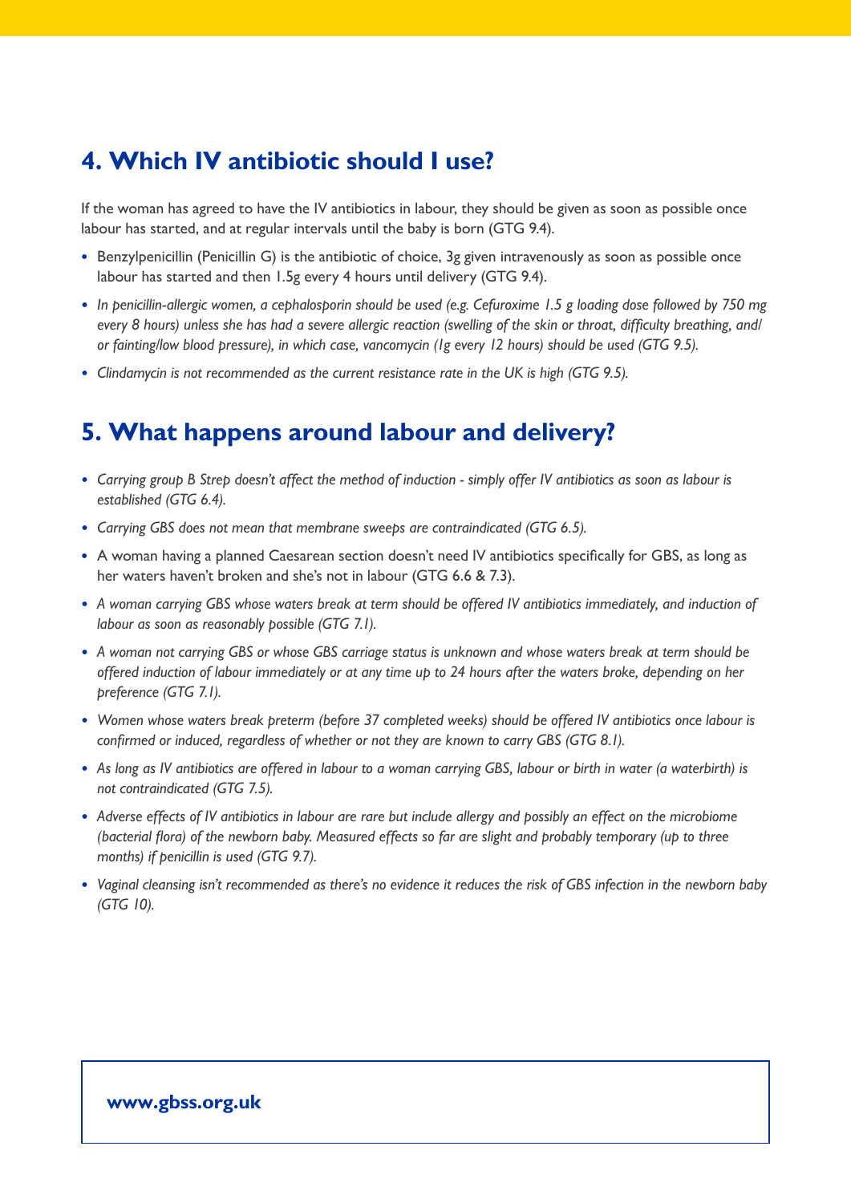## 4. Which IV antibiotic should I use?

If the woman has agreed to have the IV antibiotics in labour, they should be given as soon as possible once labour has started, and at regular intervals until the baby is born (GTG 9.4).

- Benzylpenicillin (Penicillin G) is the antibiotic of choice, 3g given intravenously as soon as possible once labour has started and then 1.5g every 4 hours until delivery (GTG 9.4).
- *In penicillin-allergic women, a cephalosporin should be used (e.g. Cefuroxime 1.5 g loading dose followed by 750 mg every 8 hours) unless she has had a severe allergic reaction (swelling of the skin or throat, difficulty breathing, and/or fainting/low blood pressure), in which case, vancomycin (1g every 12 hours) should be used (GTG 9.5).*
- *Clindamycin is not recommended as the current resistance rate in the UK is high (GTG 9.5).*

## 5. What happens around labour and delivery?

- *Carrying group B Strep doesn't affect the method of induction - simply offer IV antibiotics as soon as labour is established (GTG 6.4).*
- *Carrying GBS does not mean that membrane sweeps are contraindicated (GTG 6.5).*
- A woman having a planned Caesarean section doesn't need IV antibiotics specifically for GBS, as long as her waters haven't broken and she's not in labour (GTG 6.6 & 7.3).
- *A woman carrying GBS whose waters break at term should be offered IV antibiotics immediately, and induction of labour as soon as reasonably possible (GTG 7.1).*
- *A woman not carrying GBS or whose GBS carriage status is unknown and whose waters break at term should be offered induction of labour immediately or at any time up to 24 hours after the waters broke, depending on her preference (GTG 7.1).*
- *Women whose waters break preterm (before 37 completed weeks) should be offered IV antibiotics once labour is confirmed or induced, regardless of whether or not they are known to carry GBS (GTG 8.1).*
- *As long as IV antibiotics are offered in labour to a woman carrying GBS, labour or birth in water (a waterbirth) is not contraindicated (GTG 7.5).*
- *Adverse effects of IV antibiotics in labour are rare but include allergy and possibly an effect on the microbiome (bacterial flora) of the newborn baby. Measured effects so far are slight and probably temporary (up to three months) if penicillin is used (GTG 9.7).*
- *Vaginal cleansing isn't recommended as there's no evidence it reduces the risk of GBS infection in the newborn baby (GTG 10).*

**www.gbss.org.uk**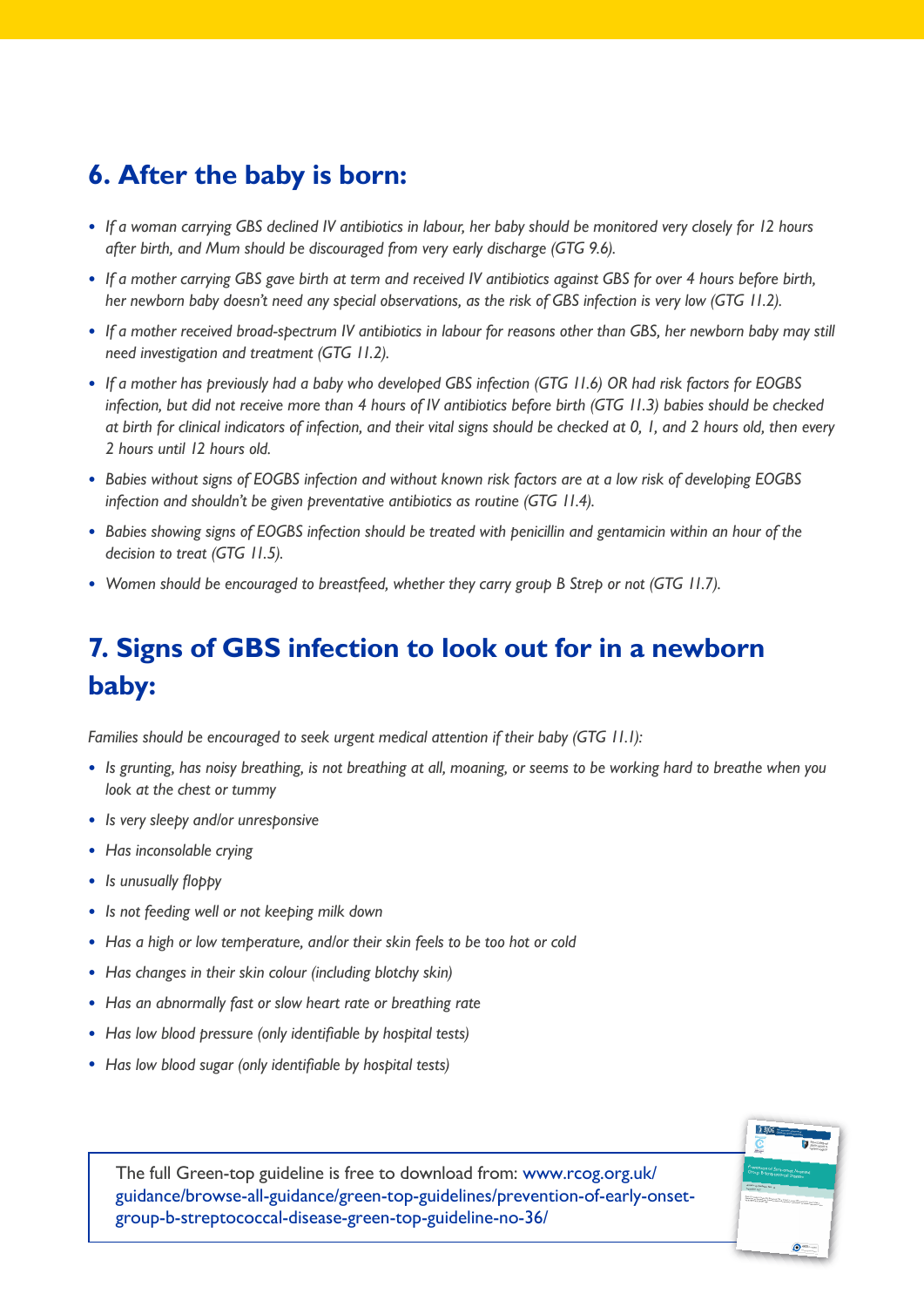## 6. After the baby is born:

- *If a woman carrying GBS declined IV antibiotics in labour, her baby should be monitored very closely for 12 hours after birth, and Mum should be discouraged from very early discharge (GTG 9.6).*
- *If a mother carrying GBS gave birth at term and received IV antibiotics against GBS for over 4 hours before birth, her newborn baby doesn't need any special observations, as the risk of GBS infection is very low (GTG 11.2).*
- *If a mother received broad-spectrum IV antibiotics in labour for reasons other than GBS, her newborn baby may still need investigation and treatment (GTG 11.2).*
- *If a mother has previously had a baby who developed GBS infection (GTG 11.6) OR had risk factors for EOGBS infection, but did not receive more than 4 hours of IV antibiotics before birth (GTG 11.3) babies should be checked at birth for clinical indicators of infection, and their vital signs should be checked at 0, 1, and 2 hours old, then every 2 hours until 12 hours old.*
- *Babies without signs of EOGBS infection and without known risk factors are at a low risk of developing EOGBS infection and shouldn't be given preventative antibiotics as routine (GTG 11.4).*
- *Babies showing signs of EOGBS infection should be treated with penicillin and gentamicin within an hour of the decision to treat (GTG 11.5).*
- *Women should be encouraged to breastfeed, whether they carry group B Strep or not (GTG 11.7).*

## 7. Signs of GBS infection to look out for in a newborn baby:

*Families should be encouraged to seek urgent medical attention if their baby (GTG 11.1):*

- *Is grunting, has noisy breathing, is not breathing at all, moaning, or seems to be working hard to breathe when you look at the chest or tummy*
- *Is very sleepy and/or unresponsive*
- *Has inconsolable crying*
- *Is unusually floppy*
- *Is not feeding well or not keeping milk down*
- *Has a high or low temperature, and/or their skin feels to be too hot or cold*
- *Has changes in their skin colour (including blotchy skin)*
- *Has an abnormally fast or slow heart rate or breathing rate*
- *Has low blood pressure (only identifiable by hospital tests)*
- *Has low blood sugar (only identifiable by hospital tests)*

The full Green-top guideline is free to download from: www.rcog.org.uk/guidance/browse-all-guidance/green-top-guidelines/prevention-of-early-onset-group-b-streptococcal-disease-green-top-guideline-no-36/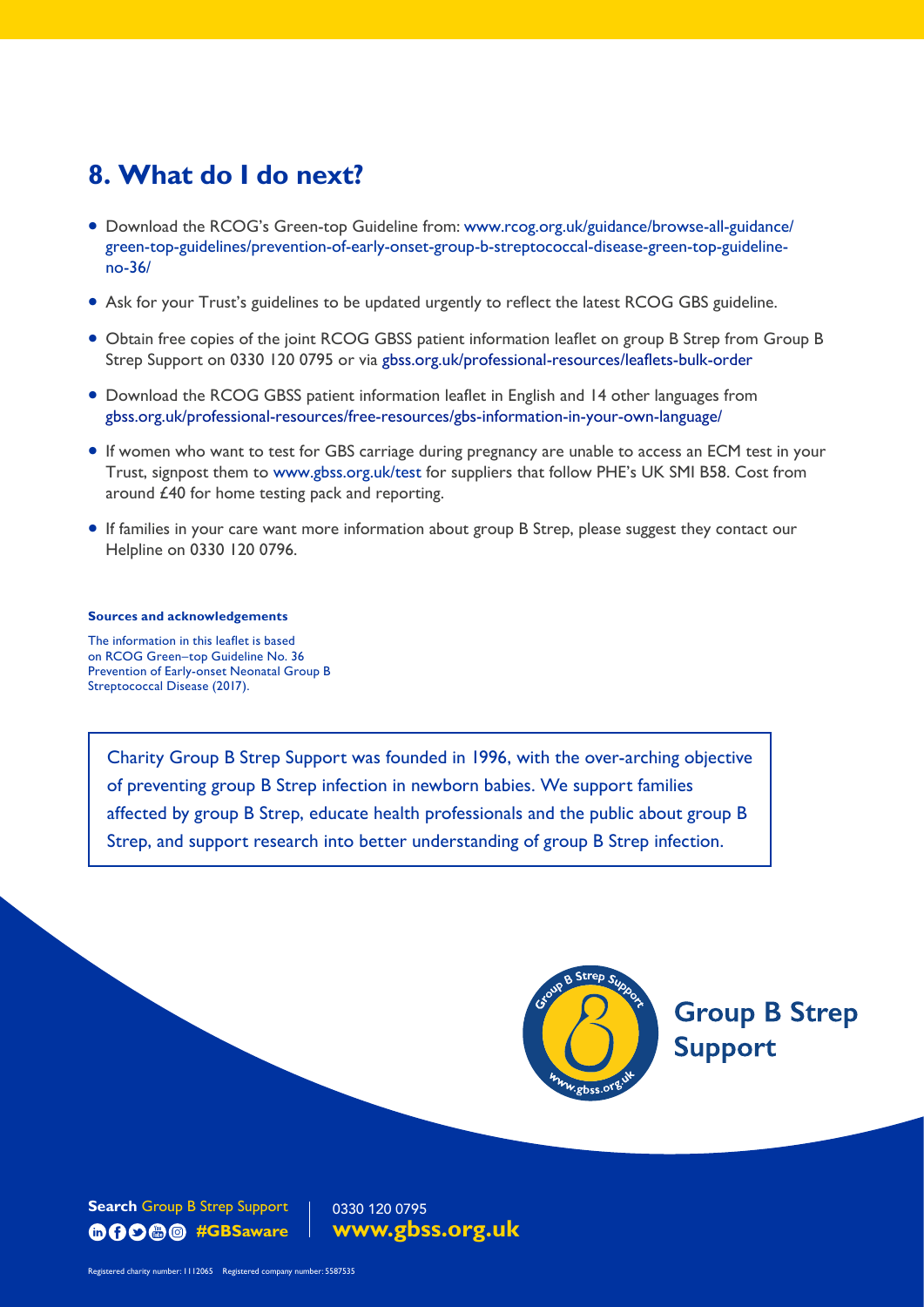## 8. What do I do next?

- Download the RCOG's Green-top Guideline from: www.rcog.org.uk/guidance/browse-all-guidance/green-top-guidelines/prevention-of-early-onset-group-b-streptococcal-disease-green-top-guideline-no-36/
- Ask for your Trust's guidelines to be updated urgently to reflect the latest RCOG GBS guideline.
- Obtain free copies of the joint RCOG GBSS patient information leaflet on group B Strep from Group B Strep Support on 0330 120 0795 or via gbss.org.uk/professional-resources/leaflets-bulk-order
- Download the RCOG GBSS patient information leaflet in English and 14 other languages from gbss.org.uk/professional-resources/free-resources/gbs-information-in-your-own-language/
- If women who want to test for GBS carriage during pregnancy are unable to access an ECM test in your Trust, signpost them to www.gbss.org.uk/test for suppliers that follow PHE's UK SMI B58. Cost from around £40 for home testing pack and reporting.
- If families in your care want more information about group B Strep, please suggest they contact our Helpline on 0330 120 0796.

**Sources and acknowledgements**

The information in this leaflet is based on RCOG Green–top Guideline No. 36 Prevention of Early-onset Neonatal Group B Streptococcal Disease (2017).

Charity Group B Strep Support was founded in 1996, with the over-arching objective of preventing group B Strep infection in newborn babies. We support families affected by group B Strep, educate health professionals and the public about group B Strep, and support research into better understanding of group B Strep infection.

Group B Strep Support

**Search** Group B Strep Support #GBSaware

0330 120 0795
**www.gbss.org.uk**

Registered charity number: 1112065 Registered company number: 5587535